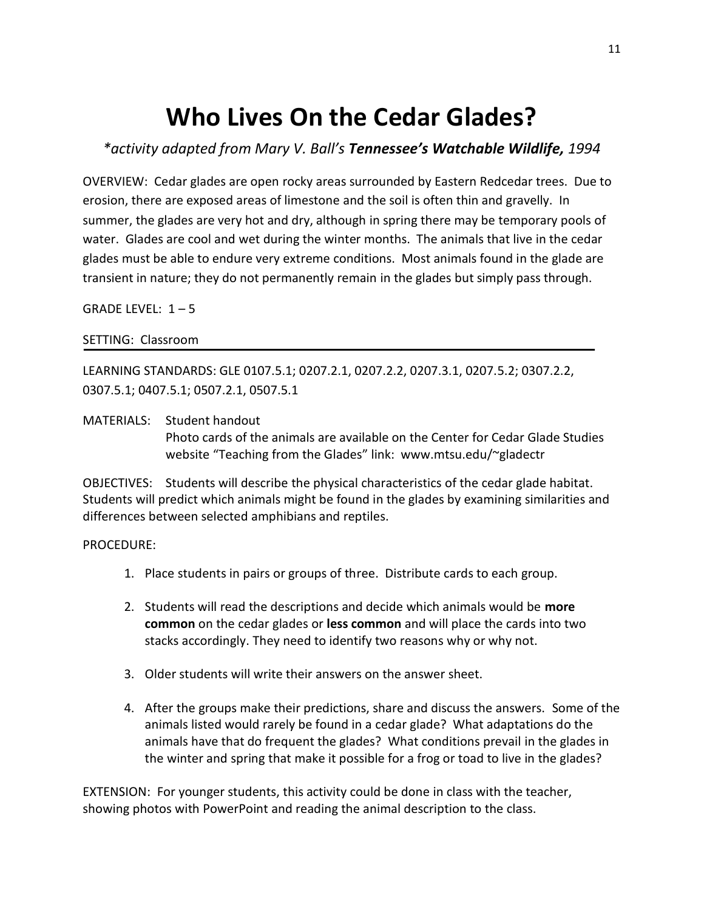# Who Lives On the Cedar Glades?

*\*activity adapted from Mary V. Ball's **Tennessee's Watchable Wildlife,** 1994*

OVERVIEW: Cedar glades are open rocky areas surrounded by Eastern Redcedar trees. Due to erosion, there are exposed areas of limestone and the soil is often thin and gravelly. In summer, the glades are very hot and dry, although in spring there may be temporary pools of water. Glades are cool and wet during the winter months. The animals that live in the cedar glades must be able to endure very extreme conditions. Most animals found in the glade are transient in nature; they do not permanently remain in the glades but simply pass through.

GRADE LEVEL: 1 – 5

SETTING: Classroom

---

LEARNING STANDARDS: GLE 0107.5.1; 0207.2.1, 0207.2.2, 0207.3.1, 0207.5.2; 0307.2.2, 0307.5.1; 0407.5.1; 0507.2.1, 0507.5.1

MATERIALS: Student handout
Photo cards of the animals are available on the Center for Cedar Glade Studies website "Teaching from the Glades" link: www.mtsu.edu/~gladectr

OBJECTIVES: Students will describe the physical characteristics of the cedar glade habitat. Students will predict which animals might be found in the glades by examining similarities and differences between selected amphibians and reptiles.

PROCEDURE:

1. Place students in pairs or groups of three. Distribute cards to each group.

2. Students will read the descriptions and decide which animals would be **more common** on the cedar glades or **less common** and will place the cards into two stacks accordingly. They need to identify two reasons why or why not.

3. Older students will write their answers on the answer sheet.

4. After the groups make their predictions, share and discuss the answers. Some of the animals listed would rarely be found in a cedar glade? What adaptations do the animals have that do frequent the glades? What conditions prevail in the glades in the winter and spring that make it possible for a frog or toad to live in the glades?

EXTENSION: For younger students, this activity could be done in class with the teacher, showing photos with PowerPoint and reading the animal description to the class.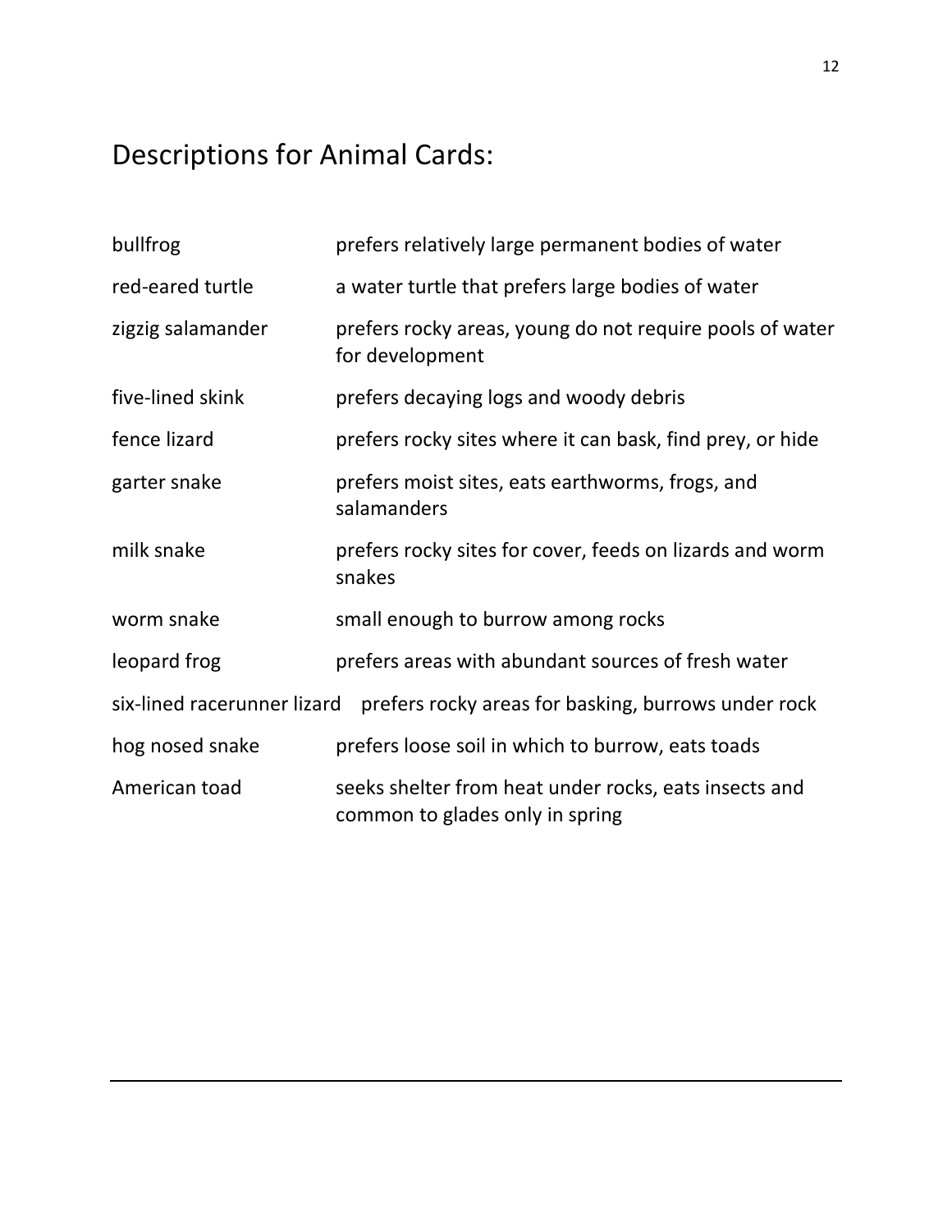# Descriptions for Animal Cards:

| | |
|---|---|
| bullfrog | prefers relatively large permanent bodies of water |
| red-eared turtle | a water turtle that prefers large bodies of water |
| zigzig salamander | prefers rocky areas, young do not require pools of water for development |
| five-lined skink | prefers decaying logs and woody debris |
| fence lizard | prefers rocky sites where it can bask, find prey, or hide |
| garter snake | prefers moist sites, eats earthworms, frogs, and salamanders |
| milk snake | prefers rocky sites for cover, feeds on lizards and worm snakes |
| worm snake | small enough to burrow among rocks |
| leopard frog | prefers areas with abundant sources of fresh water |
| six-lined racerunner lizard | prefers rocky areas for basking, burrows under rock |
| hog nosed snake | prefers loose soil in which to burrow, eats toads |
| American toad | seeks shelter from heat under rocks, eats insects and common to glades only in spring |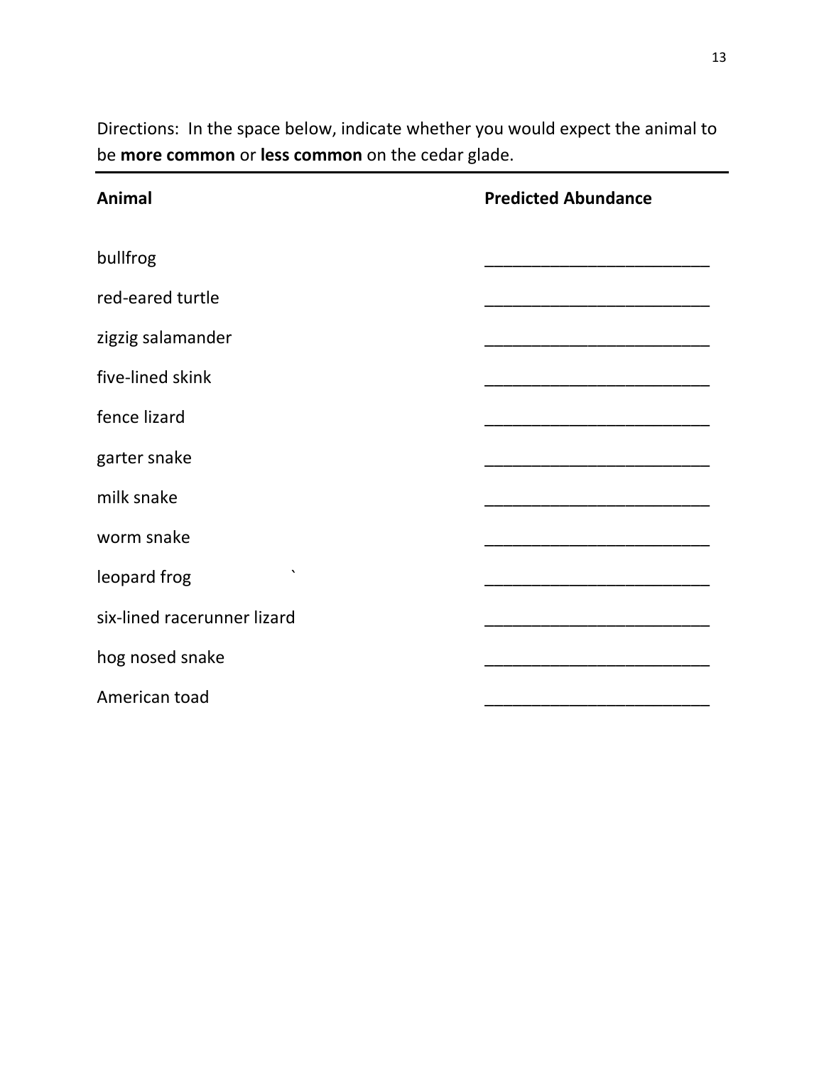Directions: In the space below, indicate whether you would expect the animal to be **more common** or **less common** on the cedar glade.

| **Animal** | **Predicted Abundance** |
| --- | --- |
| bullfrog | ________________________ |
| red-eared turtle | ________________________ |
| zigzig salamander | ________________________ |
| five-lined skink | ________________________ |
| fence lizard | ________________________ |
| garter snake | ________________________ |
| milk snake | ________________________ |
| worm snake | ________________________ |
| leopard frog ` | ________________________ |
| six-lined racerunner lizard | ________________________ |
| hog nosed snake | ________________________ |
| American toad | ________________________ |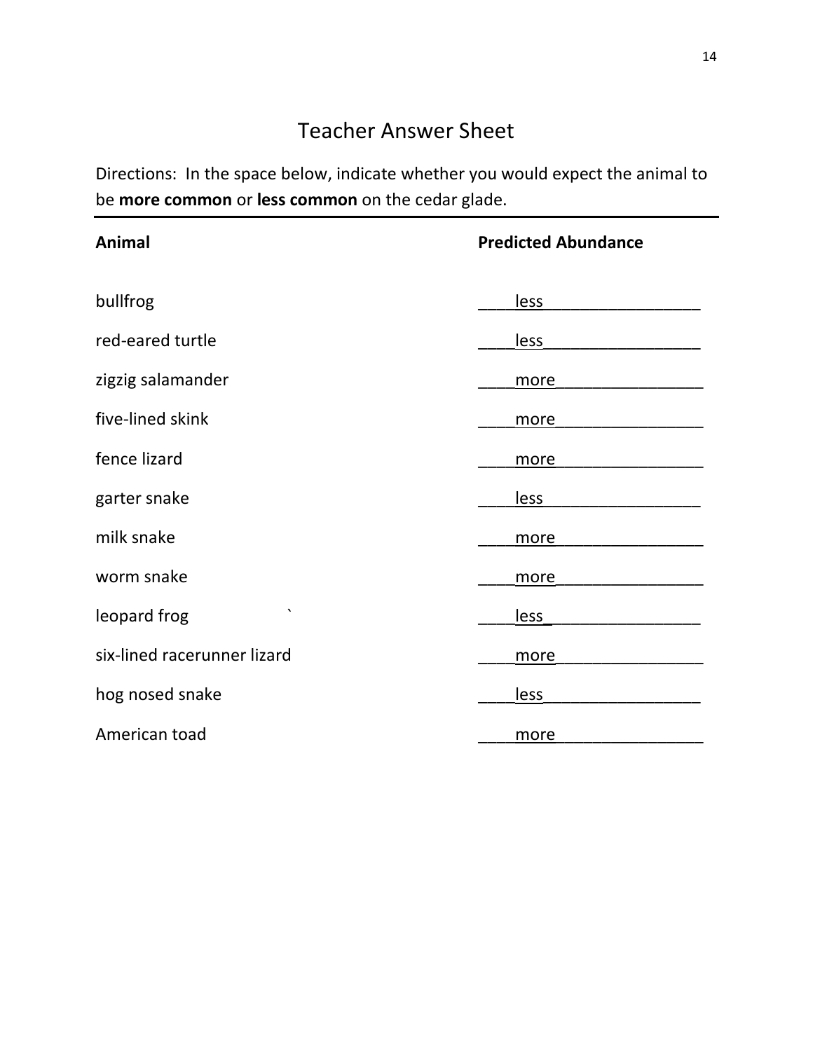# Teacher Answer Sheet

Directions: In the space below, indicate whether you would expect the animal to be **more common** or **less common** on the cedar glade.

| **Animal** | **Predicted Abundance** |
| --- | --- |
| bullfrog | less |
| red-eared turtle | less |
| zigzig salamander | more |
| five-lined skink | more |
| fence lizard | more |
| garter snake | less |
| milk snake | more |
| worm snake | more |
| leopard frog | less |
| six-lined racerunner lizard | more |
| hog nosed snake | less |
| American toad | more |